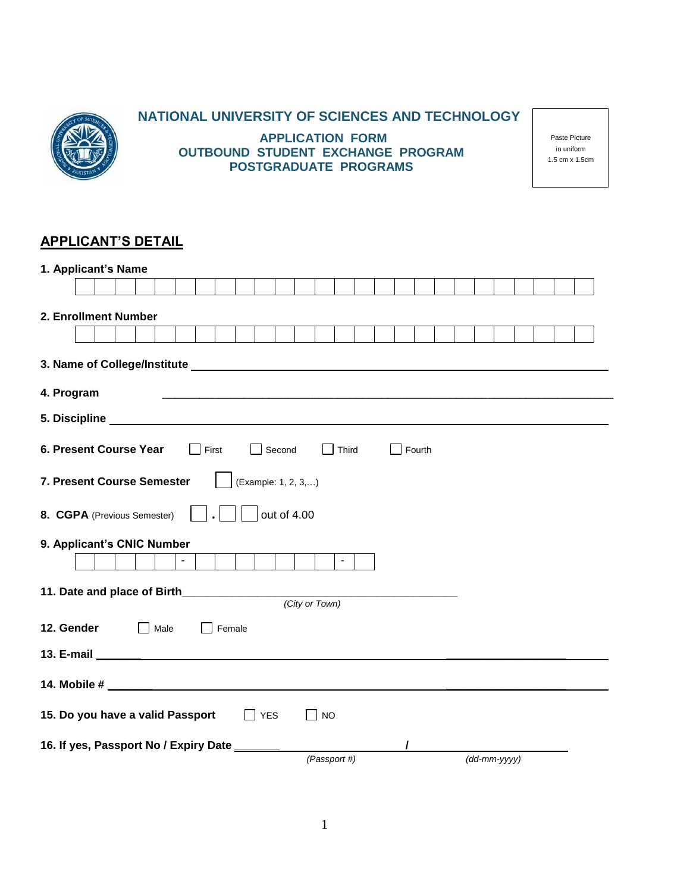# NATIONAL UNIVERSITY OF SCIENCES AND TECHNOLOGY

## APPLICATION FORM
## OUTBOUND STUDENT EXCHANGE PROGRAM
## POSTGRADUATE PROGRAMS

Paste Picture in uniform 1.5 cm x 1.5cm

## APPLICANT'S DETAIL

**1. Applicant's Name**

| | | | | | | | | | | | | | | | | | | | | | | | | | |
|---|---|---|---|---|---|---|---|---|---|---|---|---|---|---|---|---|---|---|---|---|---|---|---|---|---|

**2. Enrollment Number**

| | | | | | | | | | | | | | | | | | | | | | | | | | |
|---|---|---|---|---|---|---|---|---|---|---|---|---|---|---|---|---|---|---|---|---|---|---|---|---|---|

**3. Name of College/Institute** ______________________________________________

**4. Program** ______________________________________________

**5. Discipline** ______________________________________________

**6. Present Course Year** ☐ First ☐ Second ☐ Third ☐ Fourth

**7. Present Course Semester** ☐ (Example: 1, 2, 3,…)

**8. CGPA** (Previous Semester) ☐ . ☐ ☐ out of 4.00

**9. Applicant's CNIC Number**

| | | | | | - | | | | | | | - | |
|---|---|---|---|---|---|---|---|---|---|---|---|---|---|

**11. Date and place of Birth** ______________________________________________

*(City or Town)*

**12. Gender** ☐ Male ☐ Female

**13. E-mail** ______________________________________________

**14. Mobile #** ______________________________________________

**15. Do you have a valid Passport** ☐ YES ☐ NO

**16. If yes, Passport No / Expiry Date** ______________________ / ______________________

*(Passport #)* *(dd-mm-yyyy)*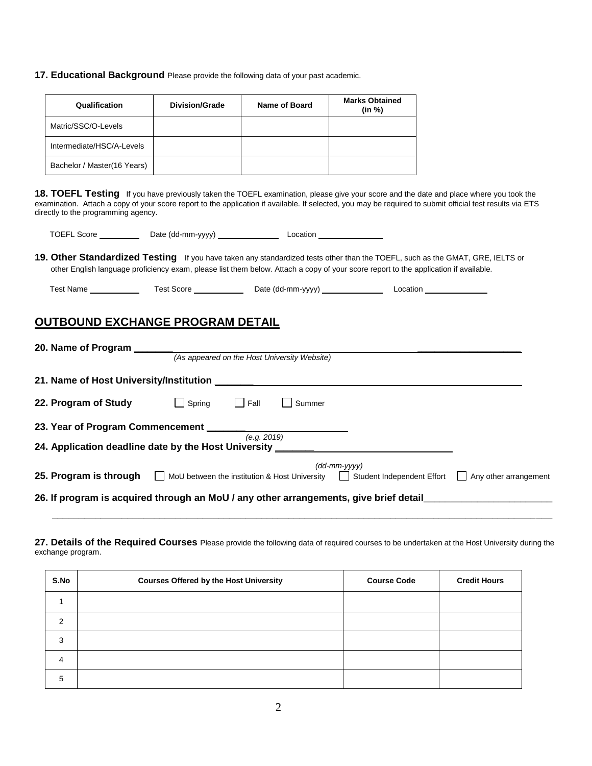**17. Educational Background** Please provide the following data of your past academic.

| Qualification | Division/Grade | Name of Board | Marks Obtained (in %) |
|---|---|---|---|
| Matric/SSC/O-Levels | | | |
| Intermediate/HSC/A-Levels | | | |
| Bachelor / Master(16 Years) | | | |

**18. TOEFL Testing** If you have previously taken the TOEFL examination, please give your score and the date and place where you took the examination. Attach a copy of your score report to the application if available. If selected, you may be required to submit official test results via ETS directly to the programming agency.

TOEFL Score __________ Date (dd-mm-yyyy) ______________ Location ______________

**19. Other Standardized Testing** If you have taken any standardized tests other than the TOEFL, such as the GMAT, GRE, IELTS or other English language proficiency exam, please list them below. Attach a copy of your score report to the application if available.

Test Name ____________ Test Score ____________ Date (dd-mm-yyyy) ______________ Location ______________

## OUTBOUND EXCHANGE PROGRAM DETAIL

**20. Name of Program** ______________________________________________________________

*(As appeared on the Host University Website)*

**21. Name of Host University/Institution** ______________________________________________

**22. Program of Study** ☐ Spring ☐ Fall ☐ Summer

**23. Year of Program Commencement** ______________________

*(e.g. 2019)*

**24. Application deadline date by the Host University** ______________________________

*(dd-mm-yyyy)*

**25. Program is through** ☐ MoU between the institution & Host University ☐ Student Independent Effort ☐ Any other arrangement

**26. If program is acquired through an MoU / any other arrangements, give brief detail**________________________

______________________________________________________________________________________________

**27. Details of the Required Courses** Please provide the following data of required courses to be undertaken at the Host University during the exchange program.

| S.No | Courses Offered by the Host University | Course Code | Credit Hours |
|---|---|---|---|
| 1 | | | |
| 2 | | | |
| 3 | | | |
| 4 | | | |
| 5 | | | |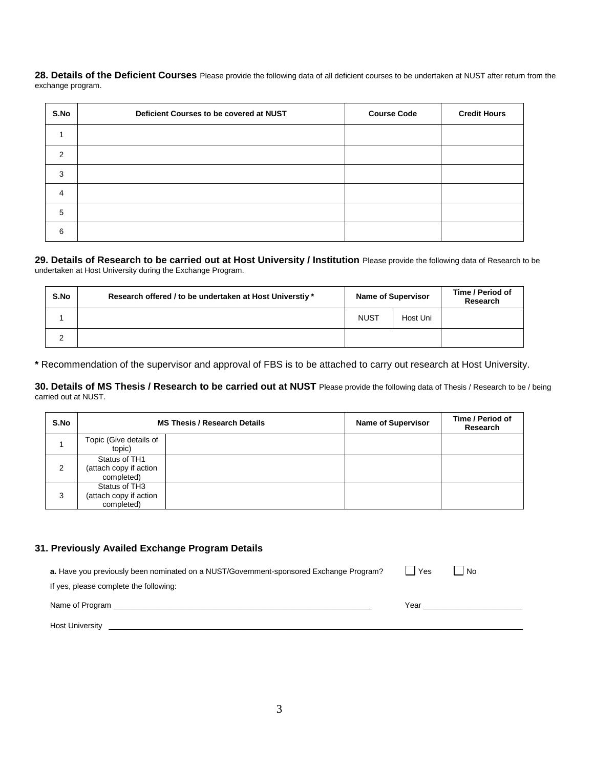**28. Details of the Deficient Courses** Please provide the following data of all deficient courses to be undertaken at NUST after return from the exchange program.

| S.No | Deficient Courses to be covered at NUST | Course Code | Credit Hours |
|---|---|---|---|
| 1 | | | |
| 2 | | | |
| 3 | | | |
| 4 | | | |
| 5 | | | |
| 6 | | | |

**29. Details of Research to be carried out at Host University / Institution** Please provide the following data of Research to be undertaken at Host University during the Exchange Program.

| S.No | Research offered / to be undertaken at Host Universtiy * | Name of Supervisor | | Time / Period of Research |
|---|---|---|---|---|
| 1 | | NUST | Host Uni | |
| 2 | | | | |

**\*** Recommendation of the supervisor and approval of FBS is to be attached to carry out research at Host University.

**30. Details of MS Thesis / Research to be carried out at NUST** Please provide the following data of Thesis / Research to be / being carried out at NUST.

| S.No | MS Thesis / Research Details | | Name of Supervisor | Time / Period of Research |
|---|---|---|---|---|
| 1 | Topic (Give details of topic) | | | |
| 2 | Status of TH1 (attach copy if action completed) | | | |
| 3 | Status of TH3 (attach copy if action completed) | | | |

### 31. Previously Availed Exchange Program Details

**a.** Have you previously been nominated on a NUST/Government-sponsored Exchange Program? ☐ Yes ☐ No

If yes, please complete the following:

Name of Program ______________________________ Year ______________

Host University ______________________________________________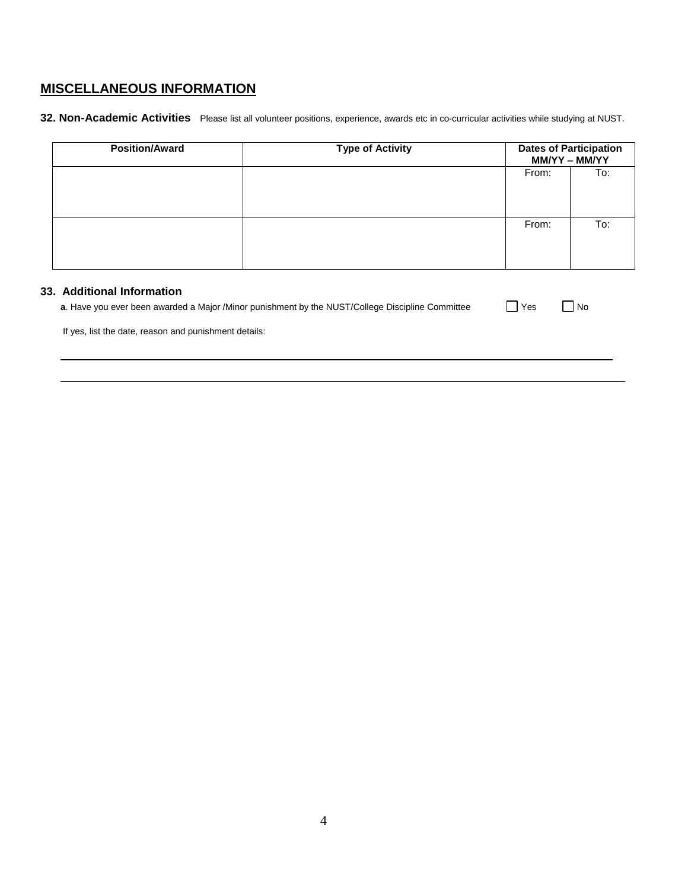## MISCELLANEOUS INFORMATION

**32. Non-Academic Activities** Please list all volunteer positions, experience, awards etc in co-curricular activities while studying at NUST.

| Position/Award | Type of Activity | Dates of Participation MM/YY – MM/YY | |
|---|---|---|---|
| | | From: | To: |
| | | From: | To: |

### 33. Additional Information

**a**. Have you ever been awarded a Major /Minor punishment by the NUST/College Discipline Committee ☐ Yes ☐ No

If yes, list the date, reason and punishment details:

\_\_\_\_\_\_\_\_\_\_\_\_\_\_\_\_\_\_\_\_\_\_\_\_\_\_\_\_\_\_\_\_\_\_\_\_\_\_\_\_\_\_\_\_\_\_\_\_\_\_\_\_\_\_\_\_\_\_\_\_\_\_\_\_\_\_\_\_\_\_\_\_\_\_\_\_

\_\_\_\_\_\_\_\_\_\_\_\_\_\_\_\_\_\_\_\_\_\_\_\_\_\_\_\_\_\_\_\_\_\_\_\_\_\_\_\_\_\_\_\_\_\_\_\_\_\_\_\_\_\_\_\_\_\_\_\_\_\_\_\_\_\_\_\_\_\_\_\_\_\_\_\_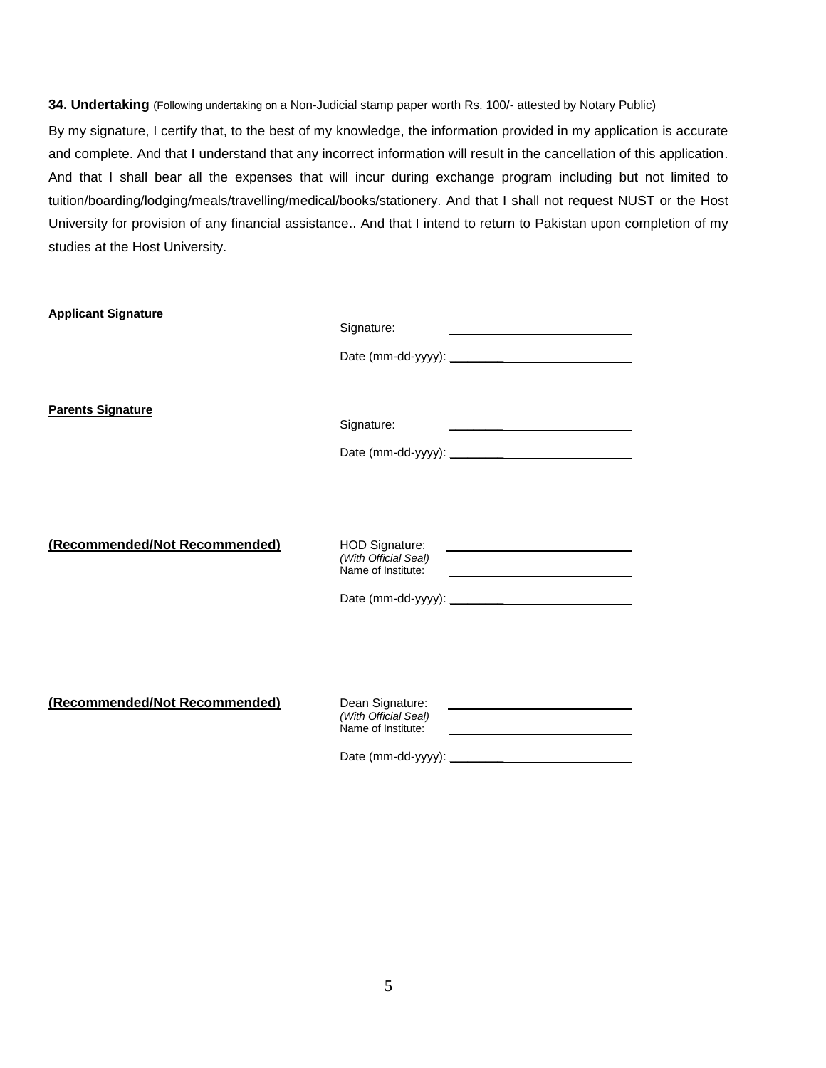**34. Undertaking** (Following undertaking on a Non-Judicial stamp paper worth Rs. 100/- attested by Notary Public)

By my signature, I certify that, to the best of my knowledge, the information provided in my application is accurate and complete. And that I understand that any incorrect information will result in the cancellation of this application. And that I shall bear all the expenses that will incur during exchange program including but not limited to tuition/boarding/lodging/meals/travelling/medical/books/stationery. And that I shall not request NUST or the Host University for provision of any financial assistance.. And that I intend to return to Pakistan upon completion of my studies at the Host University.

**Applicant Signature**

Signature: ____________________________

Date (mm-dd-yyyy): ____________________________

**Parents Signature**

Signature: ____________________________

Date (mm-dd-yyyy): ____________________________

**(Recommended/Not Recommended)**

HOD Signature: ____________________________
*(With Official Seal)*
Name of Institute: ____________________________

Date (mm-dd-yyyy): ____________________________

**(Recommended/Not Recommended)**

Dean Signature: ____________________________
*(With Official Seal)*
Name of Institute: ____________________________

Date (mm-dd-yyyy): ____________________________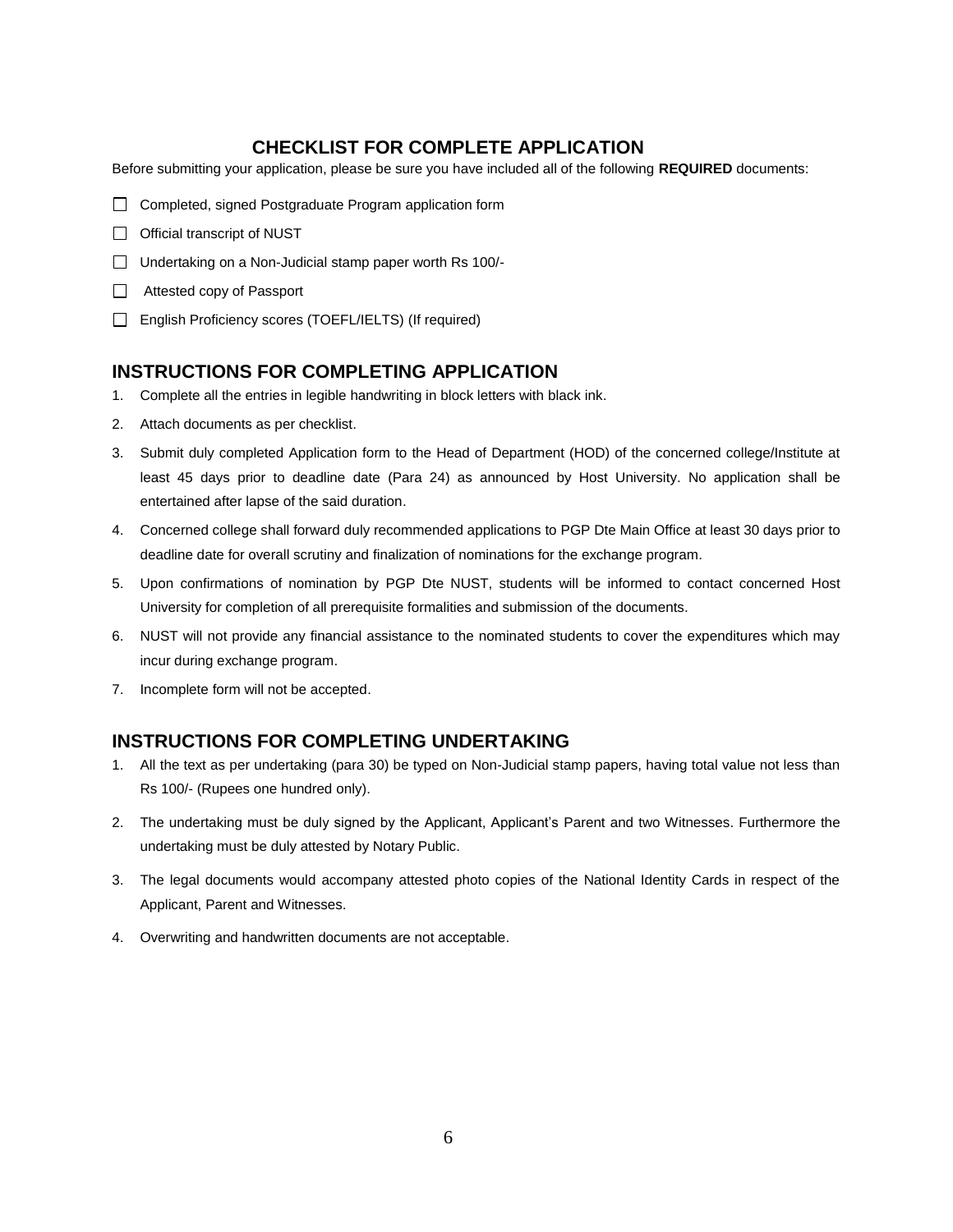## CHECKLIST FOR COMPLETE APPLICATION

Before submitting your application, please be sure you have included all of the following **REQUIRED** documents:

- [ ] Completed, signed Postgraduate Program application form
- [ ] Official transcript of NUST
- [ ] Undertaking on a Non-Judicial stamp paper worth Rs 100/-
- [ ] Attested copy of Passport
- [ ] English Proficiency scores (TOEFL/IELTS) (If required)

## INSTRUCTIONS FOR COMPLETING APPLICATION

1. Complete all the entries in legible handwriting in block letters with black ink.
2. Attach documents as per checklist.
3. Submit duly completed Application form to the Head of Department (HOD) of the concerned college/Institute at least 45 days prior to deadline date (Para 24) as announced by Host University. No application shall be entertained after lapse of the said duration.
4. Concerned college shall forward duly recommended applications to PGP Dte Main Office at least 30 days prior to deadline date for overall scrutiny and finalization of nominations for the exchange program.
5. Upon confirmations of nomination by PGP Dte NUST, students will be informed to contact concerned Host University for completion of all prerequisite formalities and submission of the documents.
6. NUST will not provide any financial assistance to the nominated students to cover the expenditures which may incur during exchange program.
7. Incomplete form will not be accepted.

## INSTRUCTIONS FOR COMPLETING UNDERTAKING

1. All the text as per undertaking (para 30) be typed on Non-Judicial stamp papers, having total value not less than Rs 100/- (Rupees one hundred only).
2. The undertaking must be duly signed by the Applicant, Applicant's Parent and two Witnesses. Furthermore the undertaking must be duly attested by Notary Public.
3. The legal documents would accompany attested photo copies of the National Identity Cards in respect of the Applicant, Parent and Witnesses.
4. Overwriting and handwritten documents are not acceptable.